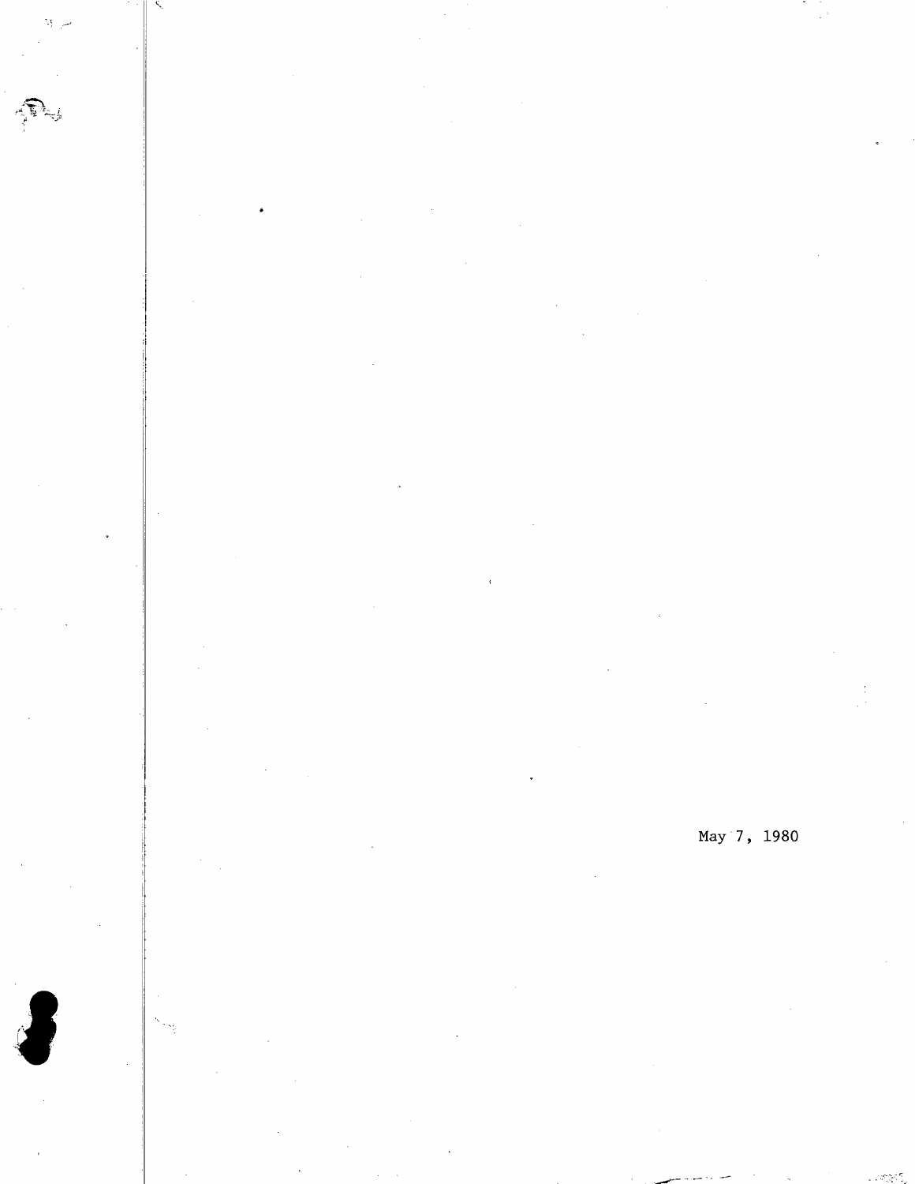May 7, 1980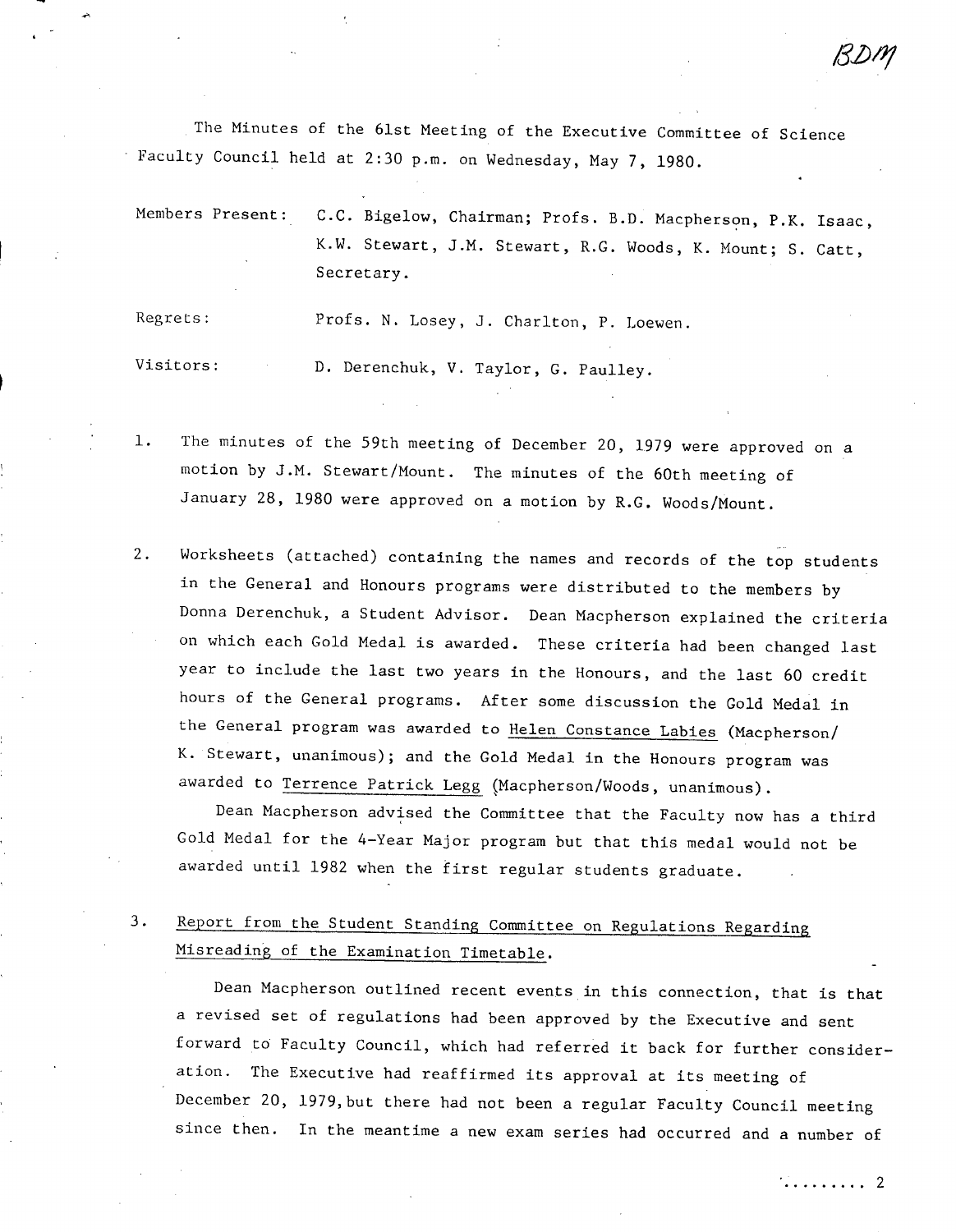BDM

The Minutes of the 61st Meeting of the Executive Committee of Science Faculty Council held at 2:30 p.m. on Wednesday, May 7, 1980.

Members Present: C.C. Bigelow, Chairman; Profs. B.D. Macpherson, P.K. Isaac, K.W. Stewart, J.M. Stewart, R.G. Woods, K. Mount; S. Catt, Secretary.

Regrets: Profs. N. Losey, J. Charlton, P. Loewen.

Visitors: D. Derenchuk, V. Taylor, G. Paulley.

1. The minutes of the 59th meeting of December 20, 1979 were approved on a motion by J.M. Stewart/Mount. The minutes of the 60th meeting of January 28, 1980 were approved on a motion by R.G. Woods/Mount.

2. Worksheets (attached) containing the names and records of the top students in the General and Honours programs were distributed to the members by Donna Derenchuk, a Student Advisor. Dean Macpherson explained the criteria on which each Gold Medal is awarded. These criteria had been changed last year to include the last two years in the Honours, and the last 60 credit hours of the General programs. After some discussion the Gold Medal in the General program was awarded to <u>Helen Constance Labies</u> (Macpherson/K. Stewart, unanimous); and the Gold Medal in the Honours program was awarded to <u>Terrence Patrick Legg</u> (Macpherson/Woods, unanimous).

   Dean Macpherson advised the Committee that the Faculty now has a third Gold Medal for the 4-Year Major program but that this medal would not be awarded until 1982 when the first regular students graduate.

3. <u>Report from the Student Standing Committee on Regulations Regarding Misreading of the Examination Timetable</u>.

   Dean Macpherson outlined recent events in this connection, that is that a revised set of regulations had been approved by the Executive and sent forward to Faculty Council, which had referred it back for further consideration. The Executive had reaffirmed its approval at its meeting of December 20, 1979, but there had not been a regular Faculty Council meeting since then. In the meantime a new exam series had occurred and a number of

......... 2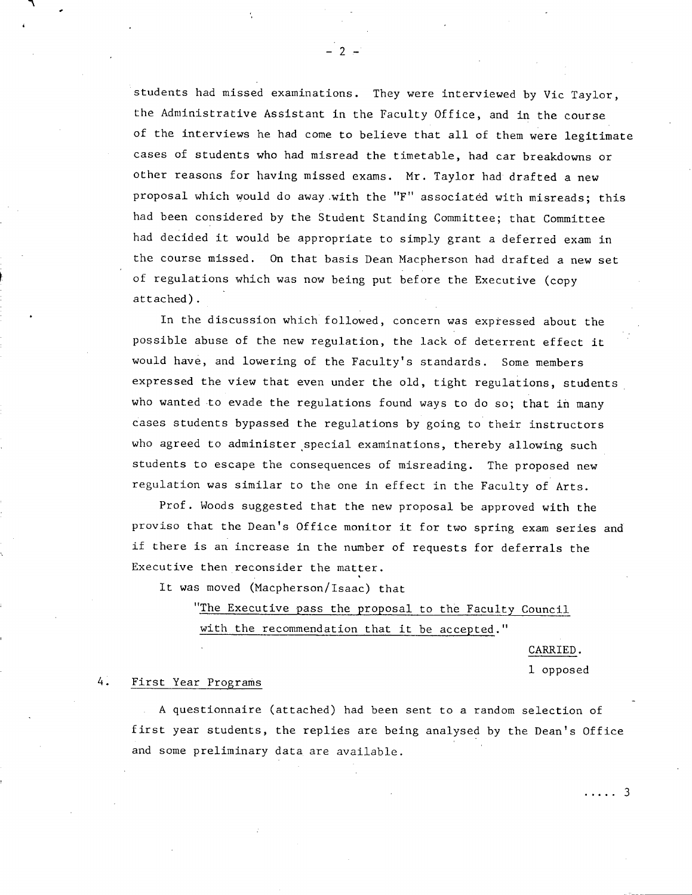students had missed examinations. They were interviewed by Vic Taylor, the Administrative Assistant in the Faculty Office, and in the course of the interviews he had come to believe that all of them were legitimate cases of students who had misread the timetable, had car breakdowns or other reasons for having missed exams. Mr. Taylor had drafted a new proposal which would do away with the "F" associated with misreads; this had been considered by the Student Standing Committee; that Committee had decided it would be appropriate to simply grant a deferred exam in the course missed. On that basis Dean Macpherson had drafted a new set of regulations which was now being put before the Executive (copy attached).

In the discussion which followed, concern was expressed about the possible abuse of the new regulation, the lack of deterrent effect it would have, and lowering of the Faculty's standards. Some members expressed the view that even under the old, tight regulations, students who wanted to evade the regulations found ways to do so; that in many cases students bypassed the regulations by going to their instructors who agreed to administer special examinations, thereby allowing such students to escape the consequences of misreading. The proposed new regulation was similar to the one in effect in the Faculty of Arts.

Prof. Woods suggested that the new proposal be approved with the proviso that the Dean's Office monitor it for two spring exam series and if there is an increase in the number of requests for deferrals the Executive then reconsider the matter.

It was moved (Macpherson/Isaac) that

> "The Executive pass the proposal to the Faculty Council with the recommendation that it be accepted."

CARRIED.
1 opposed

4. First Year Programs

A questionnaire (attached) had been sent to a random selection of first year students, the replies are being analysed by the Dean's Office and some preliminary data are available.

..... 3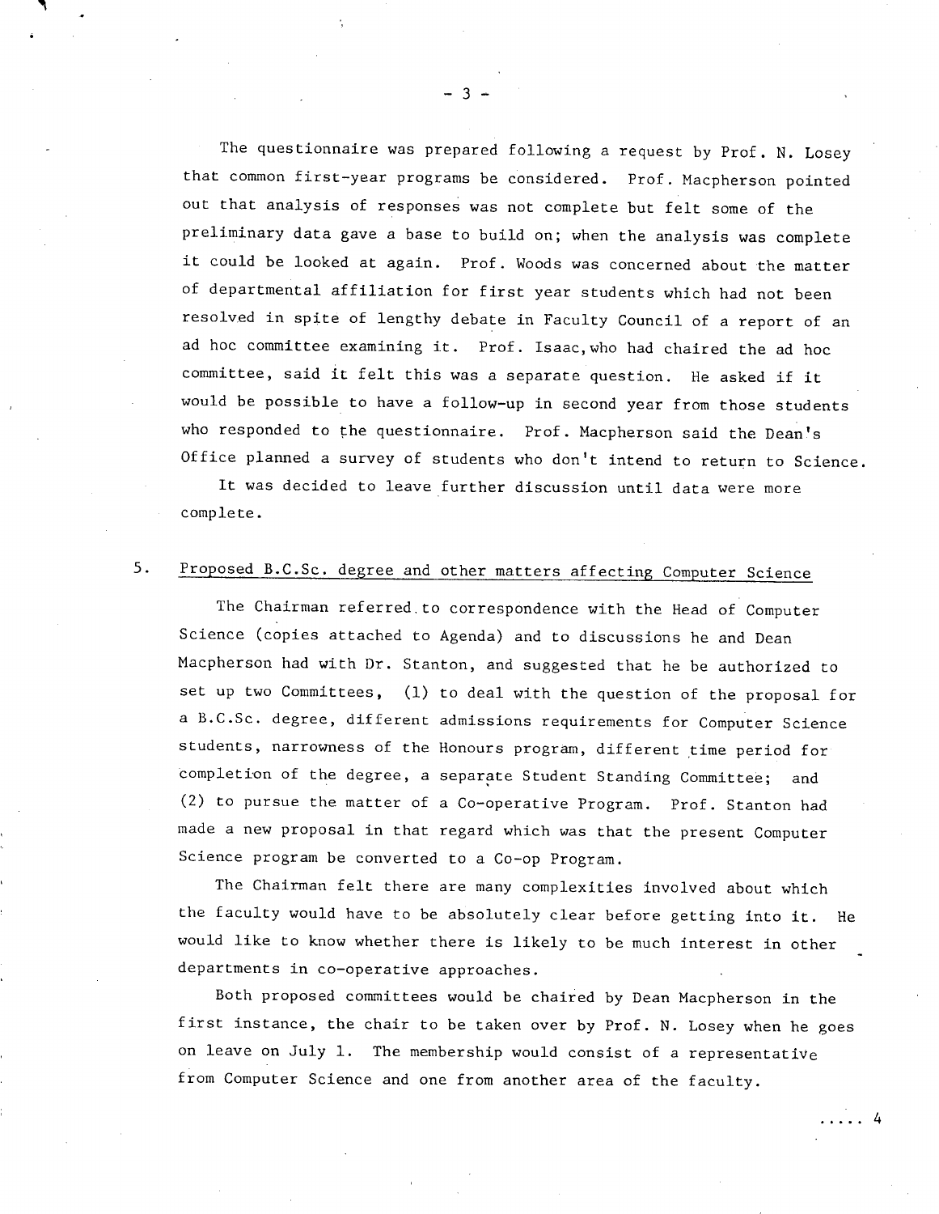The questionnaire was prepared following a request by Prof. N. Losey that common first-year programs be considered. Prof. Macpherson pointed out that analysis of responses was not complete but felt some of the preliminary data gave a base to build on; when the analysis was complete it could be looked at again. Prof. Woods was concerned about the matter of departmental affiliation for first year students which had not been resolved in spite of lengthy debate in Faculty Council of a report of an ad hoc committee examining it. Prof. Isaac, who had chaired the ad hoc committee, said it felt this was a separate question. He asked if it would be possible to have a follow-up in second year from those students who responded to the questionnaire. Prof. Macpherson said the Dean's Office planned a survey of students who don't intend to return to Science.

It was decided to leave further discussion until data were more complete.

5. Proposed B.C.Sc. degree and other matters affecting Computer Science

The Chairman referred to correspondence with the Head of Computer Science (copies attached to Agenda) and to discussions he and Dean Macpherson had with Dr. Stanton, and suggested that he be authorized to set up two Committees, (1) to deal with the question of the proposal for a B.C.Sc. degree, different admissions requirements for Computer Science students, narrowness of the Honours program, different time period for completion of the degree, a separate Student Standing Committee; and (2) to pursue the matter of a Co-operative Program. Prof. Stanton had made a new proposal in that regard which was that the present Computer Science program be converted to a Co-op Program.

The Chairman felt there are many complexities involved about which the faculty would have to be absolutely clear before getting into it. He would like to know whether there is likely to be much interest in other departments in co-operative approaches.

Both proposed committees would be chaired by Dean Macpherson in the first instance, the chair to be taken over by Prof. N. Losey when he goes on leave on July 1. The membership would consist of a representative from Computer Science and one from another area of the faculty.

..... 4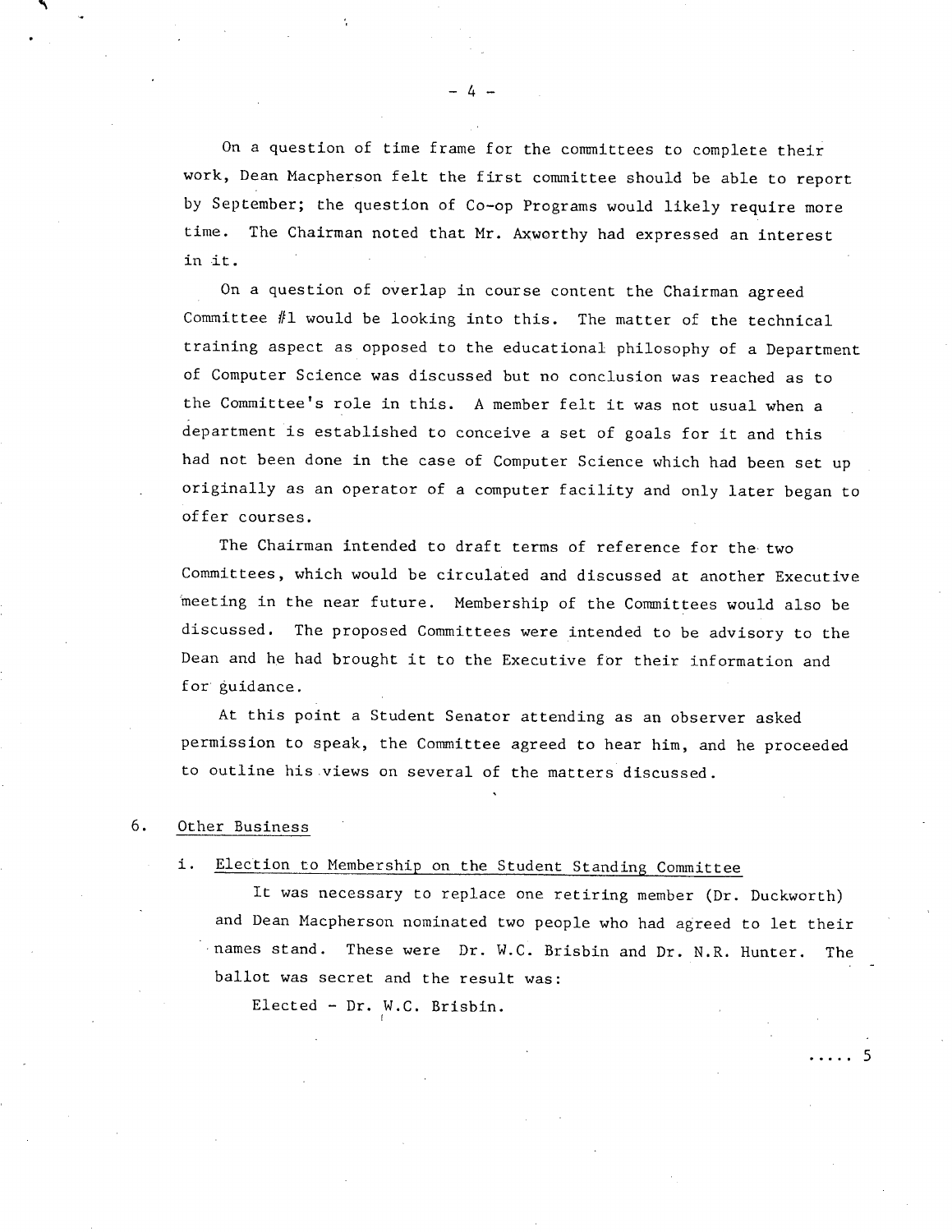On a question of time frame for the committees to complete their work, Dean Macpherson felt the first committee should be able to report by September; the question of Co-op Programs would likely require more time. The Chairman noted that Mr. Axworthy had expressed an interest in it.

On a question of overlap in course content the Chairman agreed Committee #1 would be looking into this. The matter of the technical training aspect as opposed to the educational philosophy of a Department of Computer Science was discussed but no conclusion was reached as to the Committee's role in this. A member felt it was not usual when a department is established to conceive a set of goals for it and this had not been done in the case of Computer Science which had been set up originally as an operator of a computer facility and only later began to offer courses.

The Chairman intended to draft terms of reference for the two Committees, which would be circulated and discussed at another Executive meeting in the near future. Membership of the Committees would also be discussed. The proposed Committees were intended to be advisory to the Dean and he had brought it to the Executive for their information and for guidance.

At this point a Student Senator attending as an observer asked permission to speak, the Committee agreed to hear him, and he proceeded to outline his views on several of the matters discussed.

6. Other Business

i. Election to Membership on the Student Standing Committee

It was necessary to replace one retiring member (Dr. Duckworth) and Dean Macpherson nominated two people who had agreed to let their names stand. These were Dr. W.C. Brisbin and Dr. N.R. Hunter. The ballot was secret and the result was:

Elected - Dr. W.C. Brisbin.

..... 5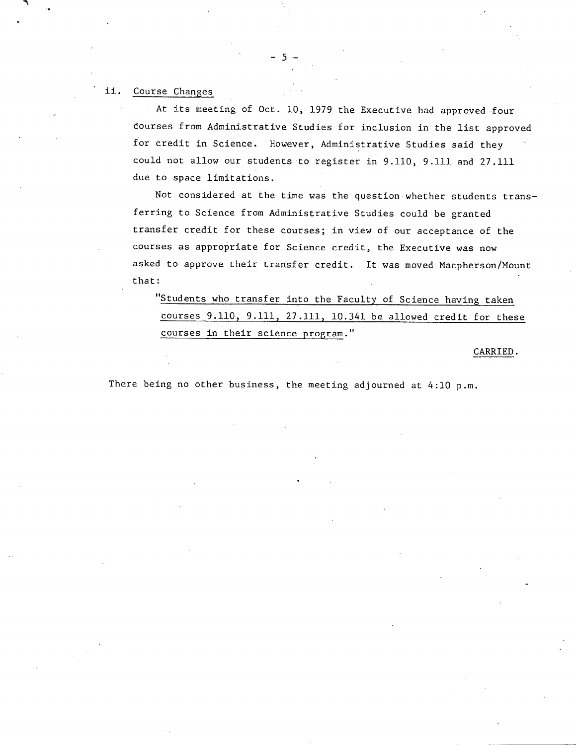ii. Course Changes

At its meeting of Oct. 10, 1979 the Executive had approved four courses from Administrative Studies for inclusion in the list approved for credit in Science. However, Administrative Studies said they could not allow our students to register in 9.110, 9.111 and 27.111 due to space limitations.

Not considered at the time was the question whether students transferring to Science from Administrative Studies could be granted transfer credit for these courses; in view of our acceptance of the courses as appropriate for Science credit, the Executive was now asked to approve their transfer credit. It was moved Macpherson/Mount that:

"Students who transfer into the Faculty of Science having taken courses 9.110, 9.111, 27.111, 10.341 be allowed credit for these courses in their science program."

CARRIED.

There being no other business, the meeting adjourned at 4:10 p.m.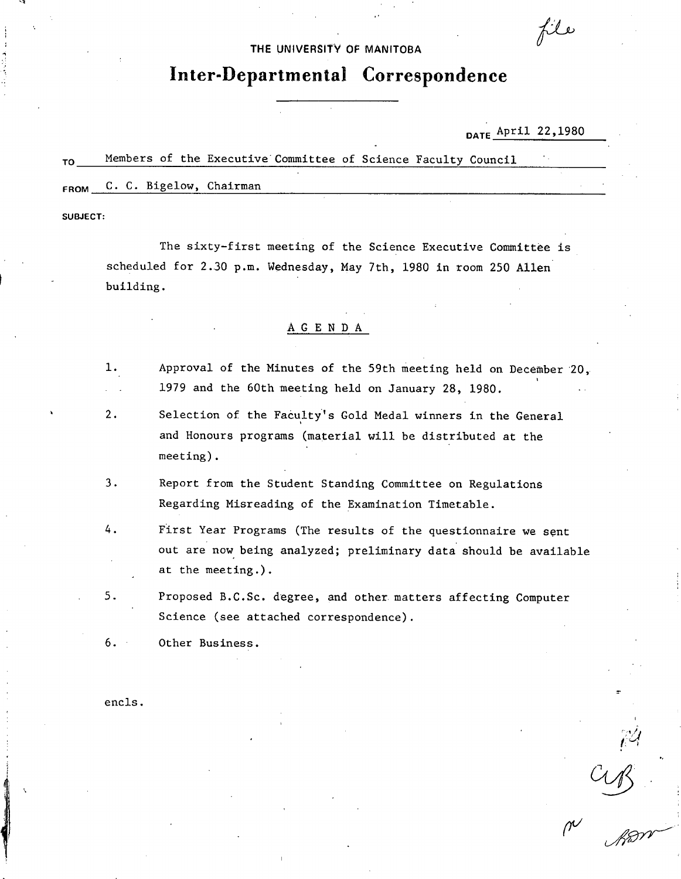THE UNIVERSITY OF MANITOBA

# Inter-Departmental Correspondence

DATE April 22,1980

TO Members of the Executive Committee of Science Faculty Council

FROM C. C. Bigelow, Chairman

SUBJECT:

The sixty-first meeting of the Science Executive Committee is scheduled for 2.30 p.m. Wednesday, May 7th, 1980 in room 250 Allen building.

## AGENDA

1. Approval of the Minutes of the 59th meeting held on December 20, 1979 and the 60th meeting held on January 28, 1980.
2. Selection of the Faculty's Gold Medal winners in the General and Honours programs (material will be distributed at the meeting).
3. Report from the Student Standing Committee on Regulations Regarding Misreading of the Examination Timetable.
4. First Year Programs (The results of the questionnaire we sent out are now being analyzed; preliminary data should be available at the meeting.).
5. Proposed B.C.Sc. degree, and other matters affecting Computer Science (see attached correspondence).
6. Other Business.

encls.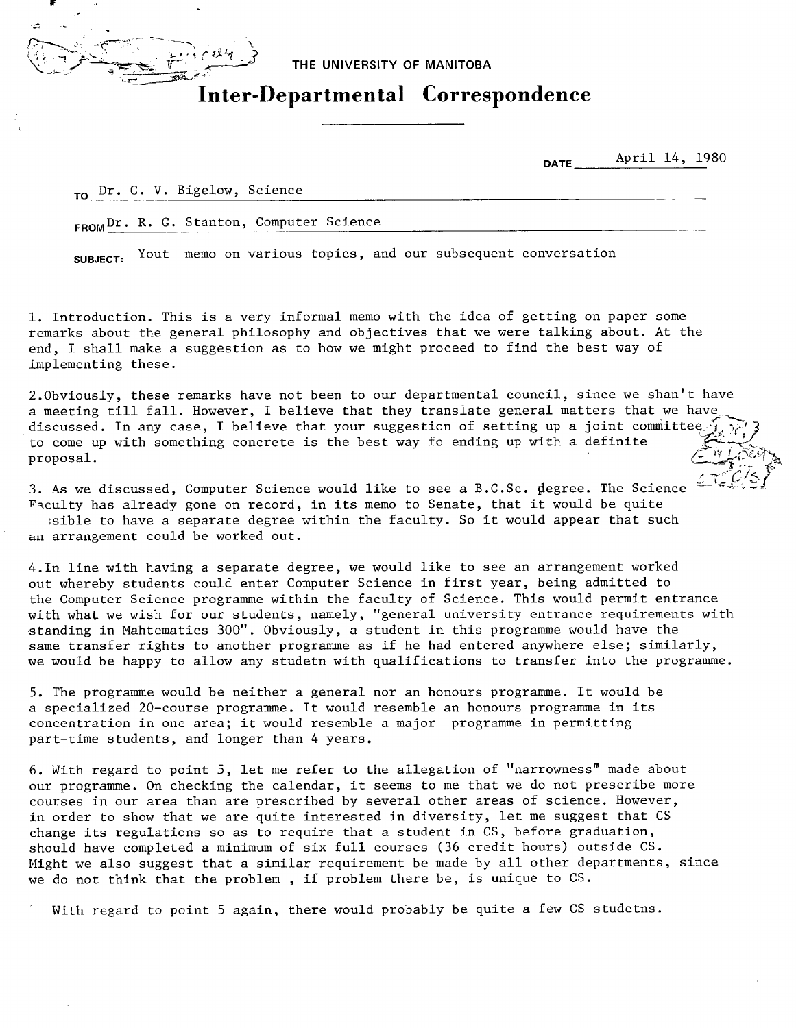THE UNIVERSITY OF MANITOBA

# Inter-Departmental Correspondence

DATE April 14, 1980

TO Dr. C. V. Bigelow, Science

FROM Dr. R. G. Stanton, Computer Science

SUBJECT: Yout memo on various topics, and our subsequent conversation

1. Introduction. This is a very informal memo with the idea of getting on paper some remarks about the general philosophy and objectives that we were talking about. At the end, I shall make a suggestion as to how we might proceed to find the best way of implementing these.

2.Obviously, these remarks have not been to our departmental council, since we shan't have a meeting till fall. However, I believe that they translate general matters that we have discussed. In any case, I believe that your suggestion of setting up a joint committee to come up with something concrete is the best way fo ending up with a definite proposal.

3. As we discussed, Computer Science would like to see a B.C.Sc. degree. The Science Faculty has already gone on record, in its memo to Senate, that it would be quite ;sible to have a separate degree within the faculty. So it would appear that such an arrangement could be worked out.

4.In line with having a separate degree, we would like to see an arrangement worked out whereby students could enter Computer Science in first year, being admitted to the Computer Science programme within the faculty of Science. This would permit entrance with what we wish for our students, namely, "general university entrance requirements with standing in Mahtematics 300". Obviously, a student in this programme would have the same transfer rights to another programme as if he had entered anywhere else; similarly, we would be happy to allow any studetn with qualifications to transfer into the programme.

5. The programme would be neither a general nor an honours programme. It would be a specialized 20-course programme. It would resemble an honours programme in its concentration in one area; it would resemble a major programme in permitting part-time students, and longer than 4 years.

6. With regard to point 5, let me refer to the allegation of "narrowness" made about our programme. On checking the calendar, it seems to me that we do not prescribe more courses in our area than are prescribed by several other areas of science. However, in order to show that we are quite interested in diversity, let me suggest that CS change its regulations so as to require that a student in CS, before graduation, should have completed a minimum of six full courses (36 credit hours) outside CS. Might we also suggest that a similar requirement be made by all other departments, since we do not think that the problem , if problem there be, is unique to CS.

With regard to point 5 again, there would probably be quite a few CS studetns.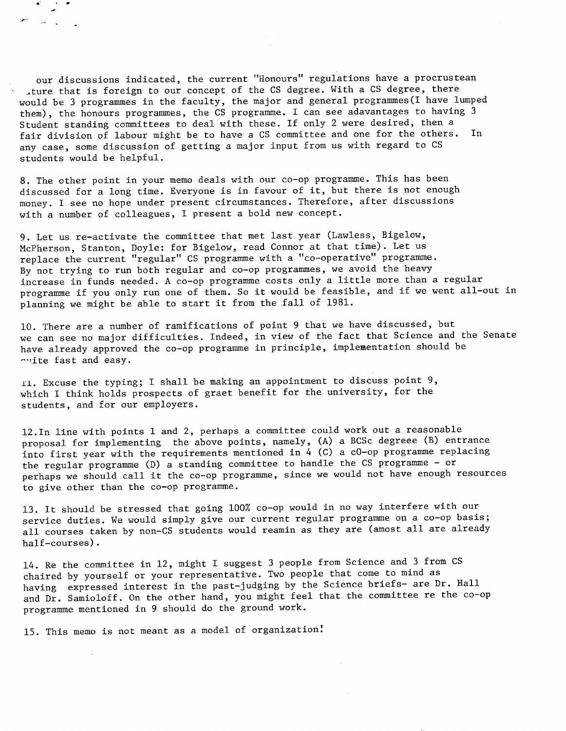our discussions indicated, the current "Honours" regulations have a procrustean nature that is foreign to our concept of the CS degree. With a CS degree, there would be 3 programmes in the faculty, the major and general programmes(I have lumped them), the honours programmes, the CS programme. I can see adavantages to having 3 Student standing committees to deal with these. If only 2 were desired, then a fair division of labour might be to have a CS committee and one for the others. In any case, some discussion of getting a major input from us with regard to CS students would be helpful.

8. The other point in your memo deals with our co-op programme. This has been discussed for a long time. Everyone is in favour of it, but there is not enough money. I see no hope under present circumstances. Therefore, after discussions with a number of colleagues, I present a bold new concept.

9. Let us re-activate the committee that met last year (Lawless, Bigelow, McPherson, Stanton, Doyle: for Bigelow, read Connor at that time). Let us replace the current "regular" CS programme with a "co-operative" programme. By not trying to run both regular and co-op programmes, we avoid the heavy increase in funds needed. A co-op programme costs only a little more than a regular programme if you only run one of them. So it would be feasible, and if we went all-out in planning we might be able to start it from the fall of 1981.

10. There are a number of ramifications of point 9 that we have discussed, but we can see no major difficulties. Indeed, in view of the fact that Science and the Senate have already approved the co-op programme in principle, implementation should be quite fast and easy.

11. Excuse the typing; I shall be making an appointment to discuss point 9, which I think holds prospects of graet benefit for the university, for the students, and for our employers.

12.In line with points 1 and 2, perhaps a committee could work out a reasonable proposal for implementing the above points, namely, (A) a BCSc degreee (B) entrance into first year with the requirements mentioned in 4 (C) a cO-op programme replacing the regular programme (D) a standing committee to handle the CS programme - or perhaps we should call it the co-op programme, since we would not have enough resources to give other than the co-op programme.

13. It should be stressed that going 100% co-op would in no way interfere with our service duties. We would simply give our current regular programme on a co-op basis; all courses taken by non-CS students would reamin as they are (amost all are already half-courses).

14. Re the committee in 12, might I suggest 3 people from Science and 3 from CS chaired by yourself or your representative. Two people that come to mind as having expressed interest in the past-judging by the Science briefs- are Dr. Hall and Dr. Samioloff. On the other hand, you might feel that the committee re the co-op programme mentioned in 9 should do the ground work.

15. This memo is not meant as a model of organization!